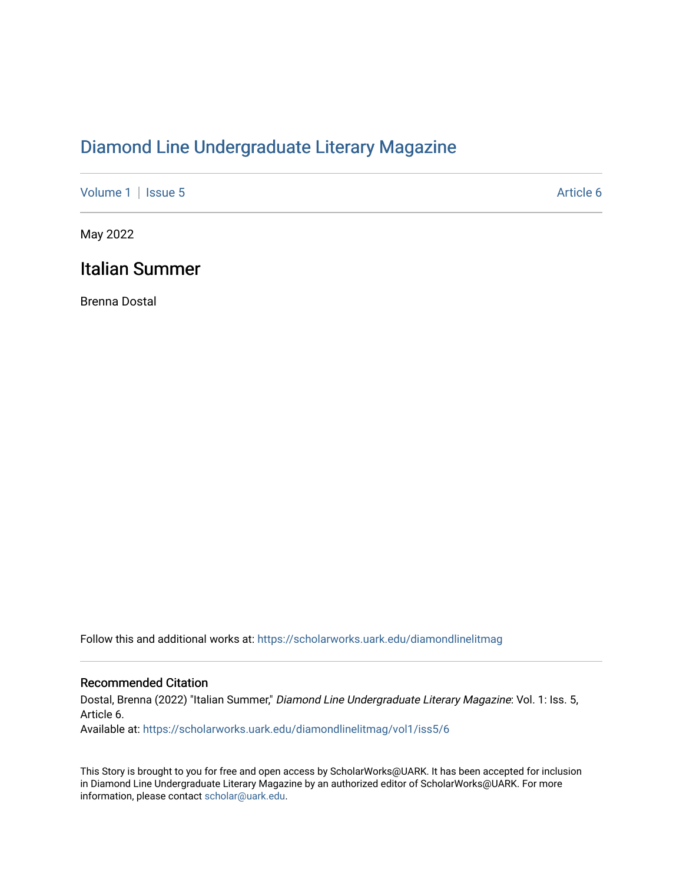# Diamond Line Undergraduate Literary Magazine

Volume 1 | Issue 5 | Article 6

May 2022

## Italian Summer

Brenna Dostal

Follow this and additional works at: https://scholarworks.uark.edu/diamondlinelitmag

### Recommended Citation

Dostal, Brenna (2022) "Italian Summer," *Diamond Line Undergraduate Literary Magazine*: Vol. 1: Iss. 5, Article 6.

Available at: https://scholarworks.uark.edu/diamondlinelitmag/vol1/iss5/6

This Story is brought to you for free and open access by ScholarWorks@UARK. It has been accepted for inclusion in Diamond Line Undergraduate Literary Magazine by an authorized editor of ScholarWorks@UARK. For more information, please contact scholar@uark.edu.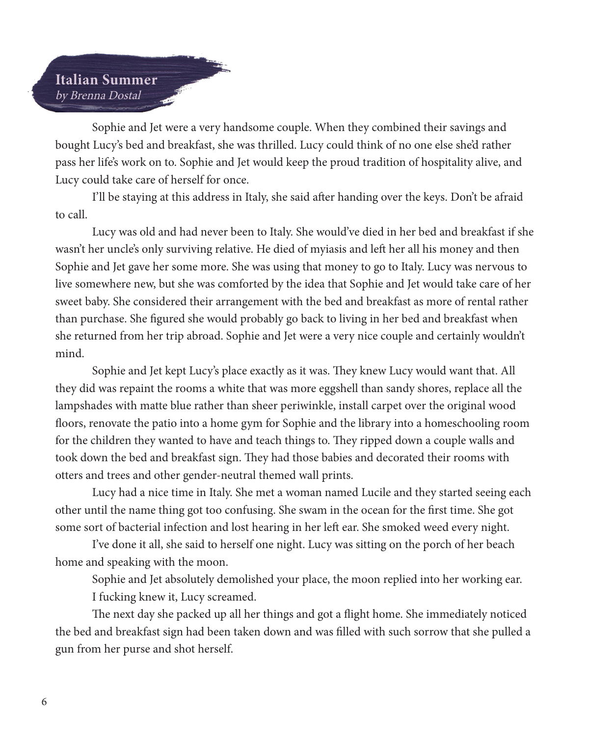# Italian Summer

*by Brenna Dostal*

Sophie and Jet were a very handsome couple. When they combined their savings and bought Lucy's bed and breakfast, she was thrilled. Lucy could think of no one else she'd rather pass her life's work on to. Sophie and Jet would keep the proud tradition of hospitality alive, and Lucy could take care of herself for once.

I'll be staying at this address in Italy, she said after handing over the keys. Don't be afraid to call.

Lucy was old and had never been to Italy. She would've died in her bed and breakfast if she wasn't her uncle's only surviving relative. He died of myiasis and left her all his money and then Sophie and Jet gave her some more. She was using that money to go to Italy. Lucy was nervous to live somewhere new, but she was comforted by the idea that Sophie and Jet would take care of her sweet baby. She considered their arrangement with the bed and breakfast as more of rental rather than purchase. She figured she would probably go back to living in her bed and breakfast when she returned from her trip abroad. Sophie and Jet were a very nice couple and certainly wouldn't mind.

Sophie and Jet kept Lucy's place exactly as it was. They knew Lucy would want that. All they did was repaint the rooms a white that was more eggshell than sandy shores, replace all the lampshades with matte blue rather than sheer periwinkle, install carpet over the original wood floors, renovate the patio into a home gym for Sophie and the library into a homeschooling room for the children they wanted to have and teach things to. They ripped down a couple walls and took down the bed and breakfast sign. They had those babies and decorated their rooms with otters and trees and other gender-neutral themed wall prints.

Lucy had a nice time in Italy. She met a woman named Lucile and they started seeing each other until the name thing got too confusing. She swam in the ocean for the first time. She got some sort of bacterial infection and lost hearing in her left ear. She smoked weed every night.

I've done it all, she said to herself one night. Lucy was sitting on the porch of her beach home and speaking with the moon.

Sophie and Jet absolutely demolished your place, the moon replied into her working ear.

I fucking knew it, Lucy screamed.

The next day she packed up all her things and got a flight home. She immediately noticed the bed and breakfast sign had been taken down and was filled with such sorrow that she pulled a gun from her purse and shot herself.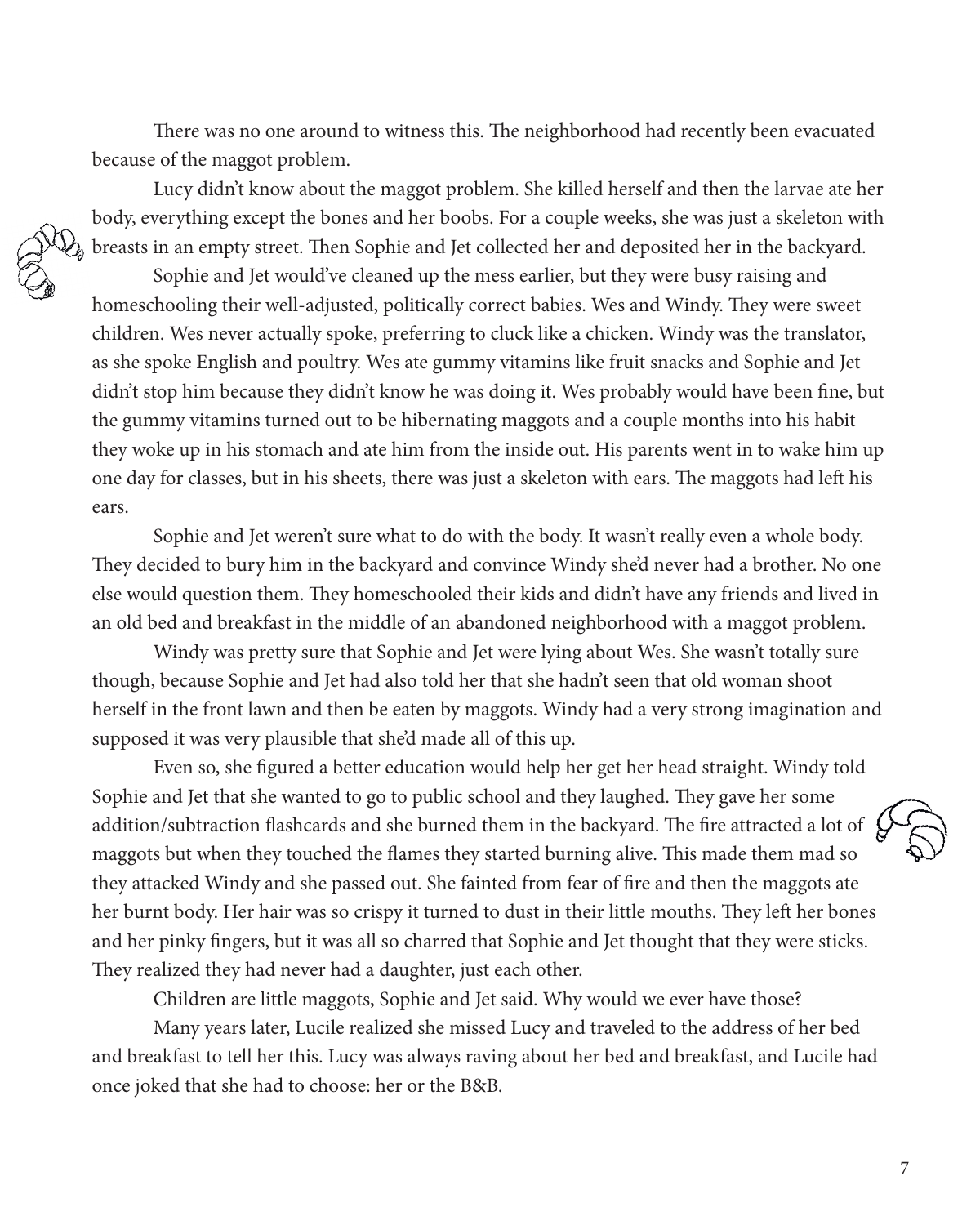There was no one around to witness this. The neighborhood had recently been evacuated because of the maggot problem.

Lucy didn't know about the maggot problem. She killed herself and then the larvae ate her body, everything except the bones and her boobs. For a couple weeks, she was just a skeleton with breasts in an empty street. Then Sophie and Jet collected her and deposited her in the backyard.

Sophie and Jet would've cleaned up the mess earlier, but they were busy raising and homeschooling their well-adjusted, politically correct babies. Wes and Windy. They were sweet children. Wes never actually spoke, preferring to cluck like a chicken. Windy was the translator, as she spoke English and poultry. Wes ate gummy vitamins like fruit snacks and Sophie and Jet didn't stop him because they didn't know he was doing it. Wes probably would have been fine, but the gummy vitamins turned out to be hibernating maggots and a couple months into his habit they woke up in his stomach and ate him from the inside out. His parents went in to wake him up one day for classes, but in his sheets, there was just a skeleton with ears. The maggots had left his ears.

Sophie and Jet weren't sure what to do with the body. It wasn't really even a whole body. They decided to bury him in the backyard and convince Windy she'd never had a brother. No one else would question them. They homeschooled their kids and didn't have any friends and lived in an old bed and breakfast in the middle of an abandoned neighborhood with a maggot problem.

Windy was pretty sure that Sophie and Jet were lying about Wes. She wasn't totally sure though, because Sophie and Jet had also told her that she hadn't seen that old woman shoot herself in the front lawn and then be eaten by maggots. Windy had a very strong imagination and supposed it was very plausible that she'd made all of this up.

Even so, she figured a better education would help her get her head straight. Windy told Sophie and Jet that she wanted to go to public school and they laughed. They gave her some addition/subtraction flashcards and she burned them in the backyard. The fire attracted a lot of maggots but when they touched the flames they started burning alive. This made them mad so they attacked Windy and she passed out. She fainted from fear of fire and then the maggots ate her burnt body. Her hair was so crispy it turned to dust in their little mouths. They left her bones and her pinky fingers, but it was all so charred that Sophie and Jet thought that they were sticks. They realized they had never had a daughter, just each other.

Children are little maggots, Sophie and Jet said. Why would we ever have those?

Many years later, Lucile realized she missed Lucy and traveled to the address of her bed and breakfast to tell her this. Lucy was always raving about her bed and breakfast, and Lucile had once joked that she had to choose: her or the B&B.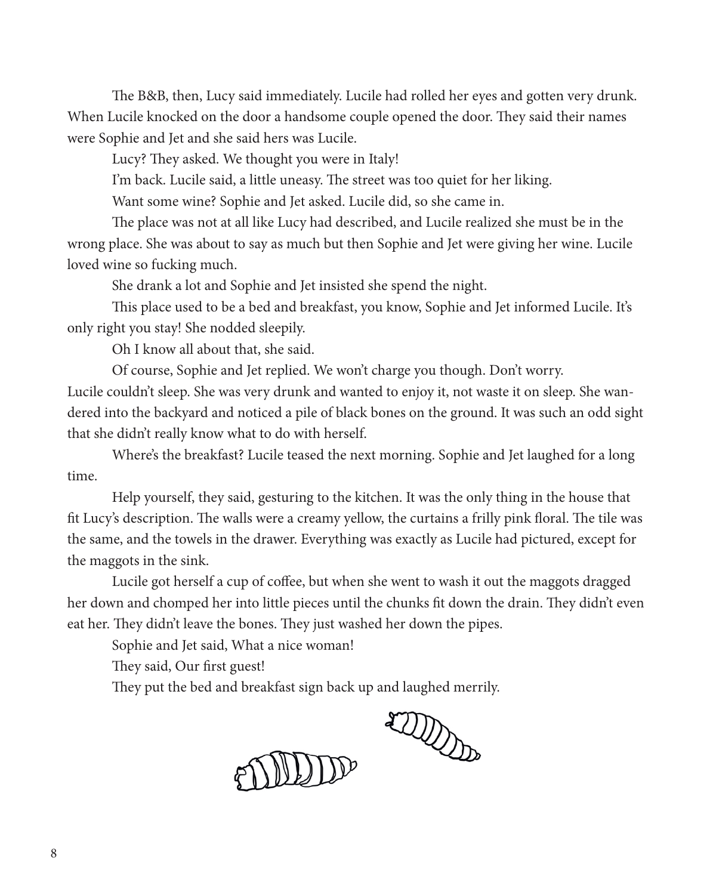The B&B, then, Lucy said immediately. Lucile had rolled her eyes and gotten very drunk. When Lucile knocked on the door a handsome couple opened the door. They said their names were Sophie and Jet and she said hers was Lucile.

Lucy? They asked. We thought you were in Italy!

I'm back. Lucile said, a little uneasy. The street was too quiet for her liking.

Want some wine? Sophie and Jet asked. Lucile did, so she came in.

The place was not at all like Lucy had described, and Lucile realized she must be in the wrong place. She was about to say as much but then Sophie and Jet were giving her wine. Lucile loved wine so fucking much.

She drank a lot and Sophie and Jet insisted she spend the night.

This place used to be a bed and breakfast, you know, Sophie and Jet informed Lucile. It's only right you stay! She nodded sleepily.

Oh I know all about that, she said.

Of course, Sophie and Jet replied. We won't charge you though. Don't worry.

Lucile couldn't sleep. She was very drunk and wanted to enjoy it, not waste it on sleep. She wandered into the backyard and noticed a pile of black bones on the ground. It was such an odd sight that she didn't really know what to do with herself.

Where's the breakfast? Lucile teased the next morning. Sophie and Jet laughed for a long time.

Help yourself, they said, gesturing to the kitchen. It was the only thing in the house that fit Lucy's description. The walls were a creamy yellow, the curtains a frilly pink floral. The tile was the same, and the towels in the drawer. Everything was exactly as Lucile had pictured, except for the maggots in the sink.

Lucile got herself a cup of coffee, but when she went to wash it out the maggots dragged her down and chomped her into little pieces until the chunks fit down the drain. They didn't even eat her. They didn't leave the bones. They just washed her down the pipes.

Sophie and Jet said, What a nice woman!

They said, Our first guest!

They put the bed and breakfast sign back up and laughed merrily.